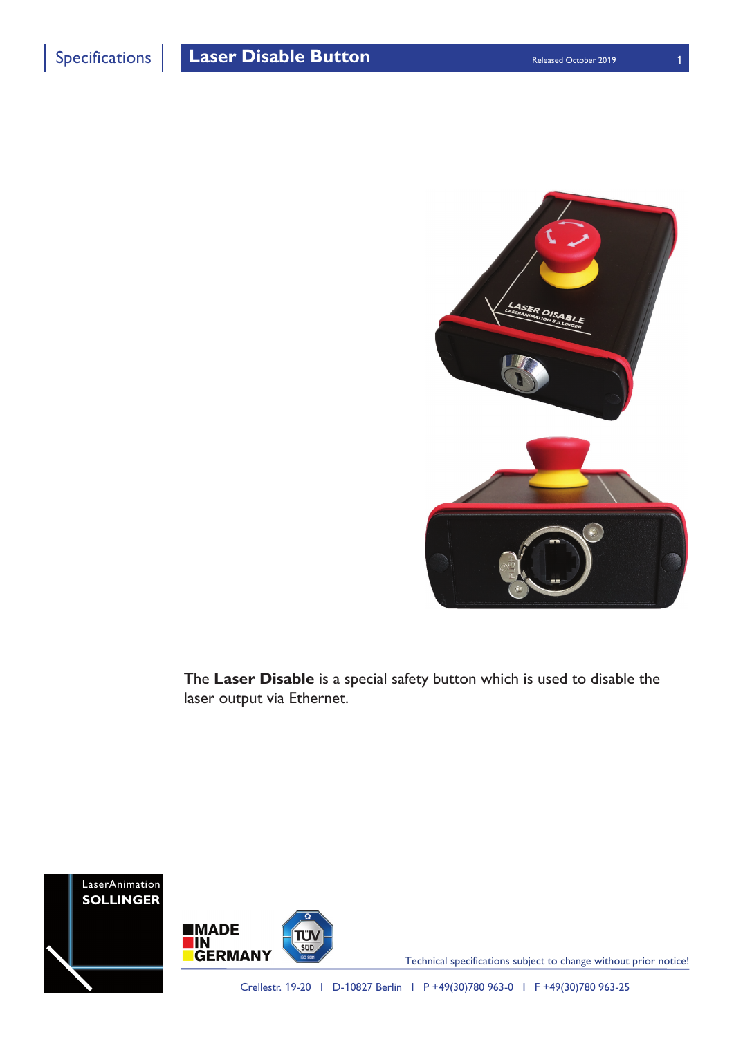# Laser Disable Button

Released October 2019

The **Laser Disable** is a special safety button which is used to disable the laser output via Ethernet.

Technical specifications subject to change without prior notice!

Crellestr. 19-20 I D-10827 Berlin I P +49(30)780 963-0 I F +49(30)780 963-25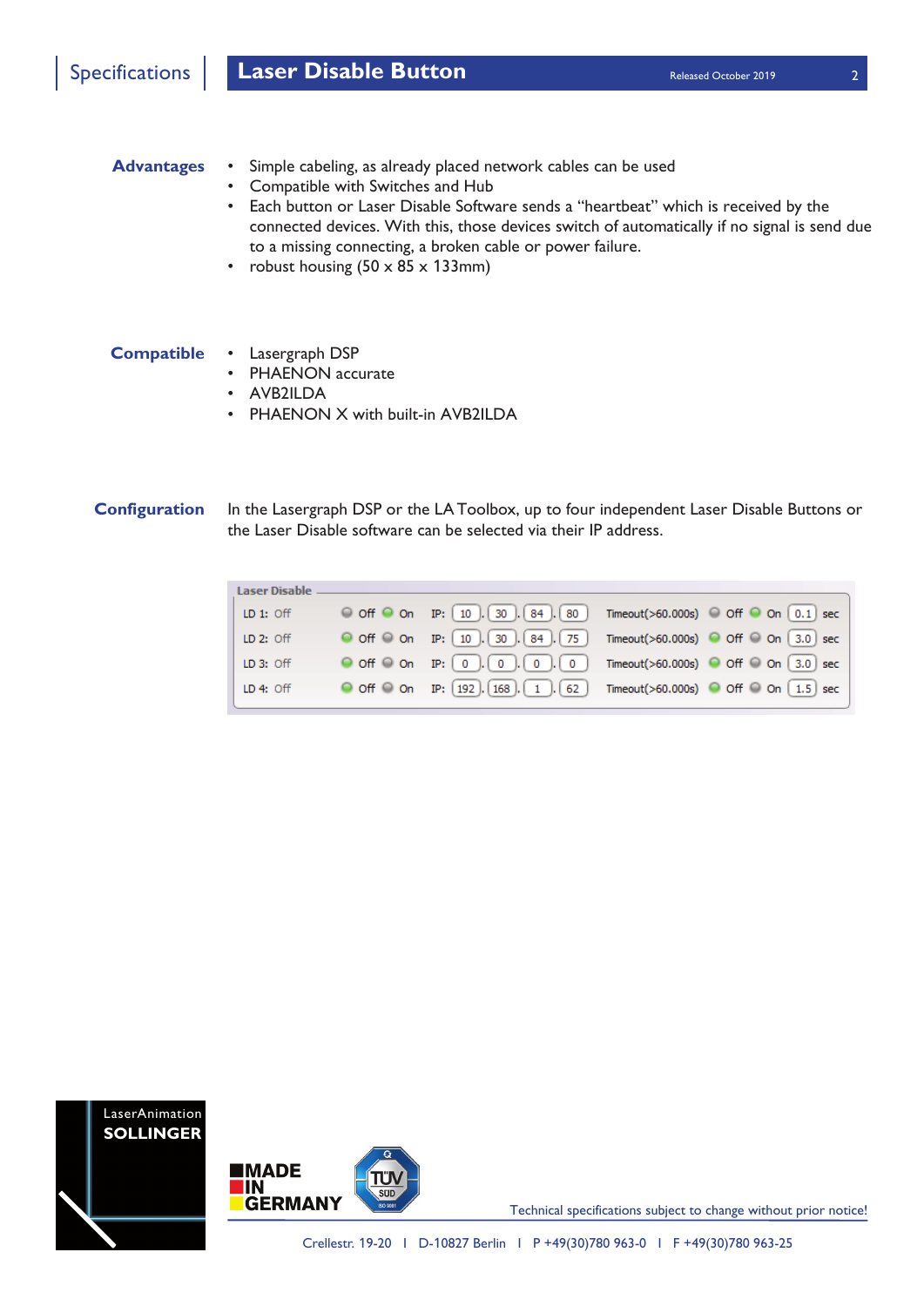## Advantages

- Simple cabeling, as already placed network cables can be used
- Compatible with Switches and Hub
- Each button or Laser Disable Software sends a “heartbeat” which is received by the connected devices. With this, those devices switch of automatically if no signal is send due to a missing connecting, a broken cable or power failure.
- robust housing (50 x 85 x 133mm)

## Compatible

- Lasergraph DSP
- PHAENON accurate
- AVB2ILDA
- PHAENON X with built-in AVB2ILDA

## Configuration

In the Lasergraph DSP or the LA Toolbox, up to four independent Laser Disable Buttons or the Laser Disable software can be selected via their IP address.

Laser Disable

| | | IP: | Timeout(>60.000s) | |
|---|---|---|---|---|
| LD 1: Off | Off / On | 10 . 30 . 84 . 80 | Off / On | 0.1 sec |
| LD 2: Off | Off / On | 10 . 30 . 84 . 75 | Off / On | 3.0 sec |
| LD 3: Off | Off / On | 0 . 0 . 0 . 0 | Off / On | 3.0 sec |
| LD 4: Off | Off / On | 192 . 168 . 1 . 62 | Off / On | 1.5 sec |

LaserAnimation SOLLINGER

MADE IN GERMANY

Technical specifications subject to change without prior notice!

Crellestr. 19-20 | D-10827 Berlin | P +49(30)780 963-0 | F +49(30)780 963-25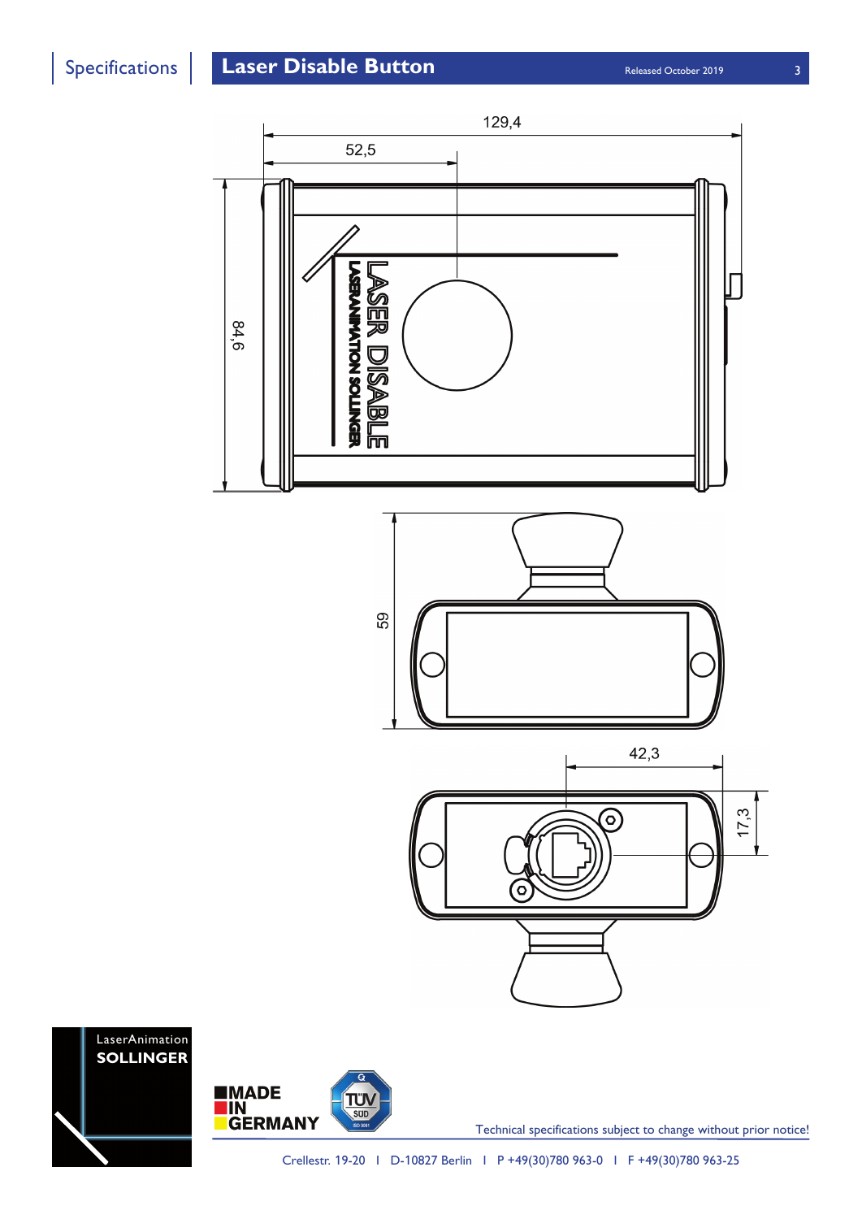# Laser Disable Button

129,4

52,5

84,6

LASER DISABLE

LASERANIMATION SOLLINGER

59

42,3

17,3

LaserAnimation
**SOLLINGER**

**MADE IN GERMANY**

TÜV SÜD

Technical specifications subject to change without prior notice!

Crellestr. 19-20 I D-10827 Berlin I P +49(30)780 963-0 I F +49(30)780 963-25